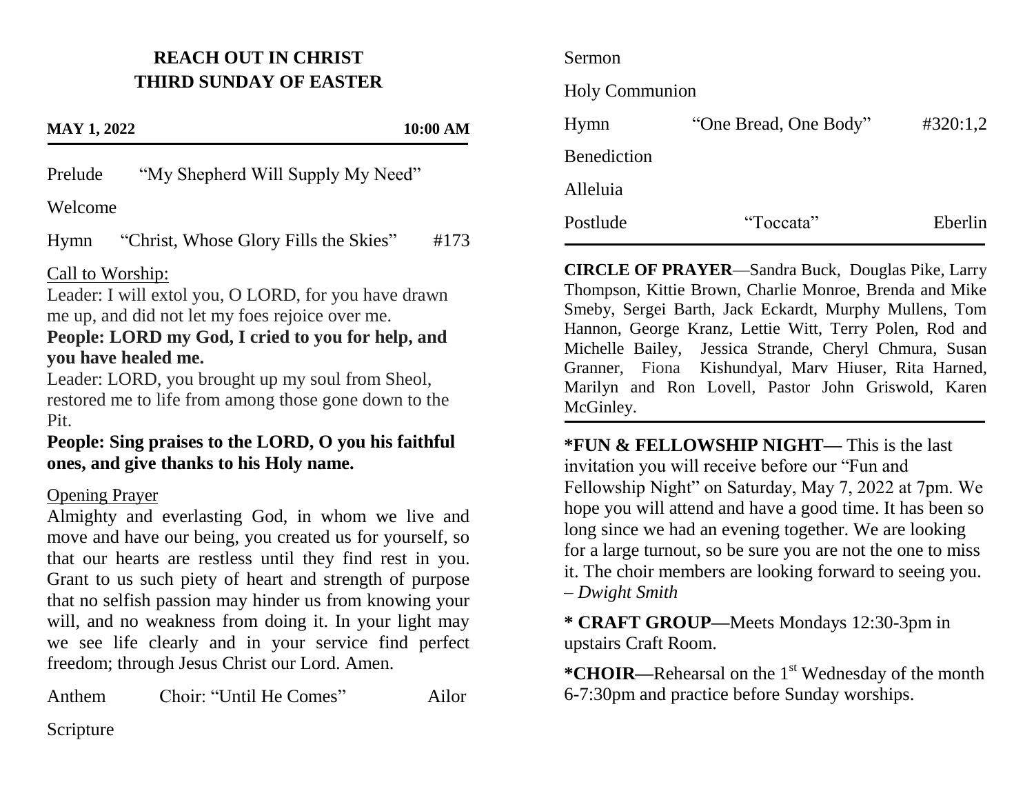# REACH OUT IN CHRIST
## THIRD SUNDAY OF EASTER

**MAY 1, 2022** **10:00 AM**

Prelude "My Shepherd Will Supply My Need"

Welcome

Hymn "Christ, Whose Glory Fills the Skies" #173

Call to Worship:

Leader: I will extol you, O LORD, for you have drawn me up, and did not let my foes rejoice over me.

**People: LORD my God, I cried to you for help, and you have healed me.**

Leader: LORD, you brought up my soul from Sheol, restored me to life from among those gone down to the Pit.

**People: Sing praises to the LORD, O you his faithful ones, and give thanks to his Holy name.**

Opening Prayer

Almighty and everlasting God, in whom we live and move and have our being, you created us for yourself, so that our hearts are restless until they find rest in you. Grant to us such piety of heart and strength of purpose that no selfish passion may hinder us from knowing your will, and no weakness from doing it. In your light may we see life clearly and in your service find perfect freedom; through Jesus Christ our Lord. Amen.

Anthem Choir: "Until He Comes" Ailor

Scripture

Sermon

Holy Communion

Hymn "One Bread, One Body" #320:1,2

Benediction

Alleluia

Postlude "Toccata" Eberlin

---

**CIRCLE OF PRAYER**—Sandra Buck, Douglas Pike, Larry Thompson, Kittie Brown, Charlie Monroe, Brenda and Mike Smeby, Sergei Barth, Jack Eckardt, Murphy Mullens, Tom Hannon, George Kranz, Lettie Witt, Terry Polen, Rod and Michelle Bailey, Jessica Strande, Cheryl Chmura, Susan Granner, Fiona Kishundyal, Marv Hiuser, Rita Harned, Marilyn and Ron Lovell, Pastor John Griswold, Karen McGinley.

---

**\*FUN & FELLOWSHIP NIGHT—** This is the last invitation you will receive before our "Fun and Fellowship Night" on Saturday, May 7, 2022 at 7pm. We hope you will attend and have a good time. It has been so long since we had an evening together. We are looking for a large turnout, so be sure you are not the one to miss it. The choir members are looking forward to seeing you. – *Dwight Smith*

**\* CRAFT GROUP—**Meets Mondays 12:30-3pm in upstairs Craft Room.

**\*CHOIR—**Rehearsal on the 1st Wednesday of the month 6-7:30pm and practice before Sunday worships.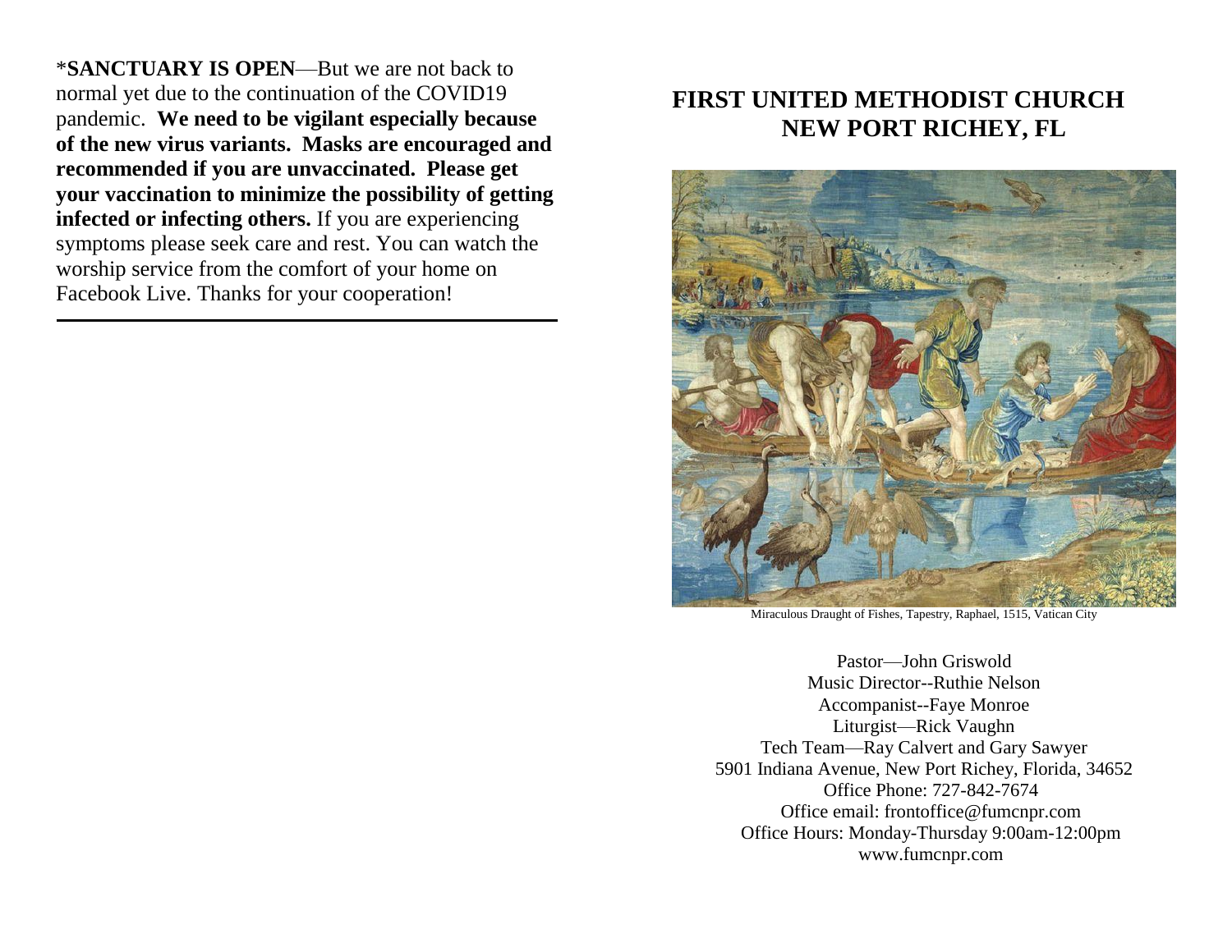*SANCTUARY IS OPEN—But we are not back to normal yet due to the continuation of the COVID19 pandemic. **We need to be vigilant especially because of the new virus variants. Masks are encouraged and recommended if you are unvaccinated. Please get your vaccination to minimize the possibility of getting infected or infecting others.** If you are experiencing symptoms please seek care and rest. You can watch the worship service from the comfort of your home on Facebook Live. Thanks for your cooperation!

---

# FIRST UNITED METHODIST CHURCH NEW PORT RICHEY, FL

Miraculous Draught of Fishes, Tapestry, Raphael, 1515, Vatican City

Pastor—John Griswold
Music Director--Ruthie Nelson
Accompanist--Faye Monroe
Liturgist—Rick Vaughn
Tech Team—Ray Calvert and Gary Sawyer
5901 Indiana Avenue, New Port Richey, Florida, 34652
Office Phone: 727-842-7674
Office email: frontoffice@fumcnpr.com
Office Hours: Monday-Thursday 9:00am-12:00pm
www.fumcnpr.com